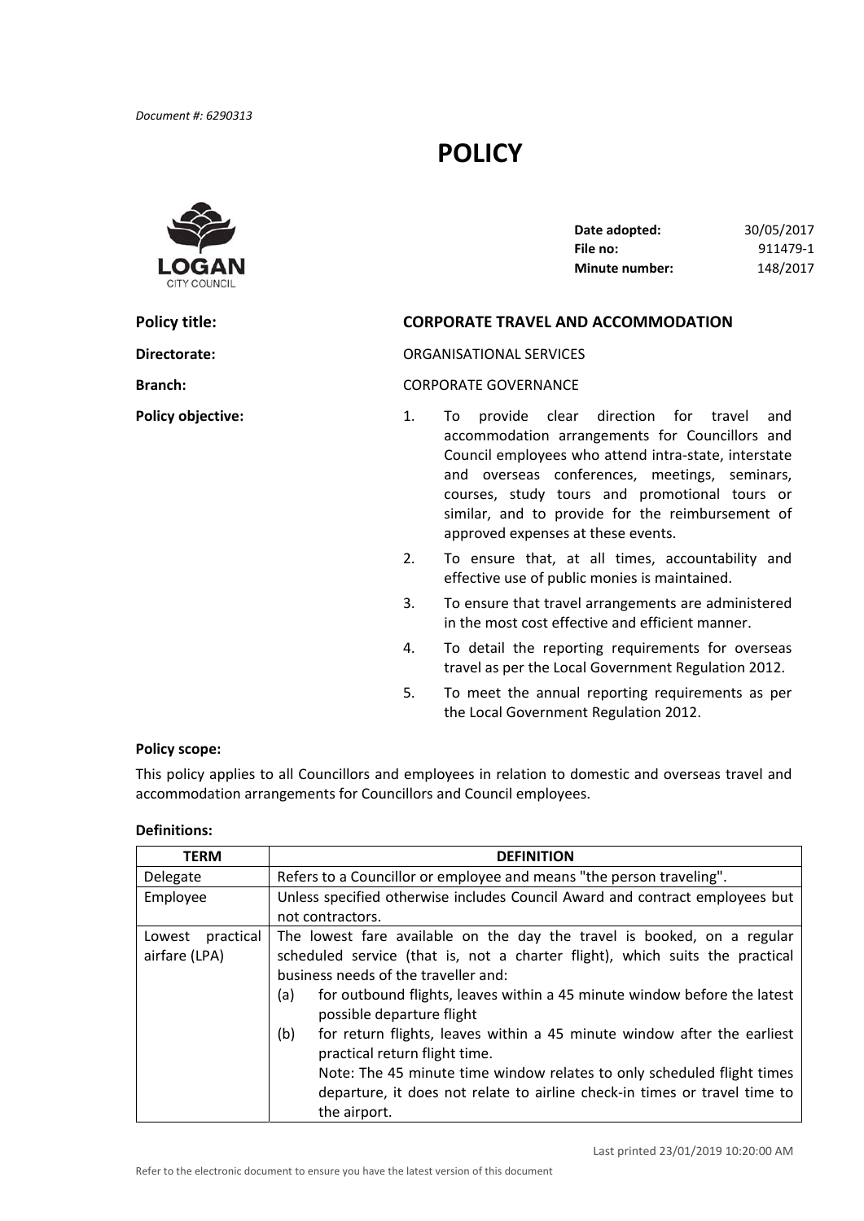*Document #: 6290313*

# POLICY

LOGAN CITY COUNCIL

**Date adopted:** 30/05/2017
**File no:** 911479-1
**Minute number:** 148/2017

**Policy title:** **CORPORATE TRAVEL AND ACCOMMODATION**

**Directorate:** ORGANISATIONAL SERVICES

**Branch:** CORPORATE GOVERNANCE

**Policy objective:**

1. To provide clear direction for travel and accommodation arrangements for Councillors and Council employees who attend intra-state, interstate and overseas conferences, meetings, seminars, courses, study tours and promotional tours or similar, and to provide for the reimbursement of approved expenses at these events.
2. To ensure that, at all times, accountability and effective use of public monies is maintained.
3. To ensure that travel arrangements are administered in the most cost effective and efficient manner.
4. To detail the reporting requirements for overseas travel as per the Local Government Regulation 2012.
5. To meet the annual reporting requirements as per the Local Government Regulation 2012.

**Policy scope:**

This policy applies to all Councillors and employees in relation to domestic and overseas travel and accommodation arrangements for Councillors and Council employees.

**Definitions:**

| TERM | DEFINITION |
|---|---|
| Delegate | Refers to a Councillor or employee and means "the person traveling". |
| Employee | Unless specified otherwise includes Council Award and contract employees but not contractors. |
| Lowest practical airfare (LPA) | The lowest fare available on the day the travel is booked, on a regular scheduled service (that is, not a charter flight), which suits the practical business needs of the traveller and:<br>(a) for outbound flights, leaves within a 45 minute window before the latest possible departure flight<br>(b) for return flights, leaves within a 45 minute window after the earliest practical return flight time.<br>Note: The 45 minute time window relates to only scheduled flight times departure, it does not relate to airline check-in times or travel time to the airport. |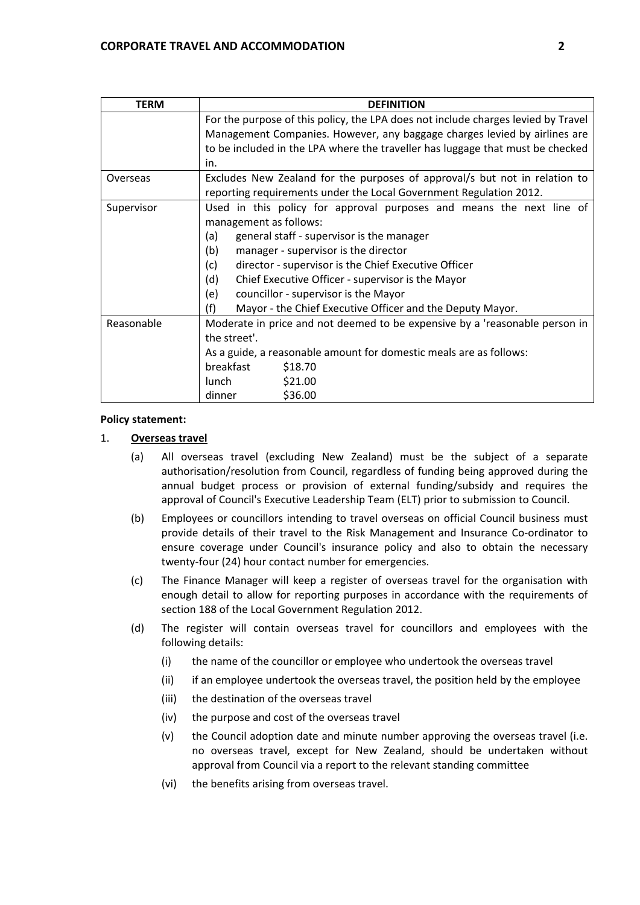| TERM | DEFINITION |
|---|---|
| | For the purpose of this policy, the LPA does not include charges levied by Travel Management Companies. However, any baggage charges levied by airlines are to be included in the LPA where the traveller has luggage that must be checked in. |
| Overseas | Excludes New Zealand for the purposes of approval/s but not in relation to reporting requirements under the Local Government Regulation 2012. |
| Supervisor | Used in this policy for approval purposes and means the next line of management as follows:<br>(a) general staff - supervisor is the manager<br>(b) manager - supervisor is the director<br>(c) director - supervisor is the Chief Executive Officer<br>(d) Chief Executive Officer - supervisor is the Mayor<br>(e) councillor - supervisor is the Mayor<br>(f) Mayor - the Chief Executive Officer and the Deputy Mayor. |
| Reasonable | Moderate in price and not deemed to be expensive by a 'reasonable person in the street'.<br>As a guide, a reasonable amount for domestic meals are as follows:<br>breakfast $18.70<br>lunch $21.00<br>dinner $36.00 |

**Policy statement:**

1. **Overseas travel**

   (a) All overseas travel (excluding New Zealand) must be the subject of a separate authorisation/resolution from Council, regardless of funding being approved during the annual budget process or provision of external funding/subsidy and requires the approval of Council's Executive Leadership Team (ELT) prior to submission to Council.

   (b) Employees or councillors intending to travel overseas on official Council business must provide details of their travel to the Risk Management and Insurance Co-ordinator to ensure coverage under Council's insurance policy and also to obtain the necessary twenty-four (24) hour contact number for emergencies.

   (c) The Finance Manager will keep a register of overseas travel for the organisation with enough detail to allow for reporting purposes in accordance with the requirements of section 188 of the Local Government Regulation 2012.

   (d) The register will contain overseas travel for councillors and employees with the following details:

   (i) the name of the councillor or employee who undertook the overseas travel

   (ii) if an employee undertook the overseas travel, the position held by the employee

   (iii) the destination of the overseas travel

   (iv) the purpose and cost of the overseas travel

   (v) the Council adoption date and minute number approving the overseas travel (i.e. no overseas travel, except for New Zealand, should be undertaken without approval from Council via a report to the relevant standing committee

   (vi) the benefits arising from overseas travel.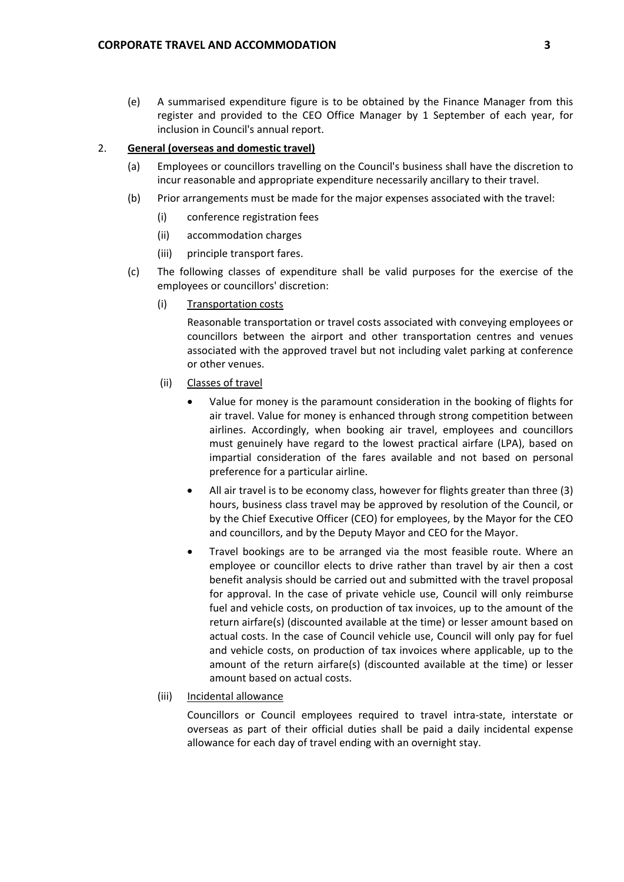(e) A summarised expenditure figure is to be obtained by the Finance Manager from this register and provided to the CEO Office Manager by 1 September of each year, for inclusion in Council's annual report.

2. **General (overseas and domestic travel)**

   (a) Employees or councillors travelling on the Council's business shall have the discretion to incur reasonable and appropriate expenditure necessarily ancillary to their travel.

   (b) Prior arrangements must be made for the major expenses associated with the travel:

      (i) conference registration fees

      (ii) accommodation charges

      (iii) principle transport fares.

   (c) The following classes of expenditure shall be valid purposes for the exercise of the employees or councillors' discretion:

      (i) Transportation costs

      Reasonable transportation or travel costs associated with conveying employees or councillors between the airport and other transportation centres and venues associated with the approved travel but not including valet parking at conference or other venues.

      (ii) Classes of travel

      - Value for money is the paramount consideration in the booking of flights for air travel. Value for money is enhanced through strong competition between airlines. Accordingly, when booking air travel, employees and councillors must genuinely have regard to the lowest practical airfare (LPA), based on impartial consideration of the fares available and not based on personal preference for a particular airline.
      - All air travel is to be economy class, however for flights greater than three (3) hours, business class travel may be approved by resolution of the Council, or by the Chief Executive Officer (CEO) for employees, by the Mayor for the CEO and councillors, and by the Deputy Mayor and CEO for the Mayor.
      - Travel bookings are to be arranged via the most feasible route. Where an employee or councillor elects to drive rather than travel by air then a cost benefit analysis should be carried out and submitted with the travel proposal for approval. In the case of private vehicle use, Council will only reimburse fuel and vehicle costs, on production of tax invoices, up to the amount of the return airfare(s) (discounted available at the time) or lesser amount based on actual costs. In the case of Council vehicle use, Council will only pay for fuel and vehicle costs, on production of tax invoices where applicable, up to the amount of the return airfare(s) (discounted available at the time) or lesser amount based on actual costs.

      (iii) Incidental allowance

      Councillors or Council employees required to travel intra-state, interstate or overseas as part of their official duties shall be paid a daily incidental expense allowance for each day of travel ending with an overnight stay.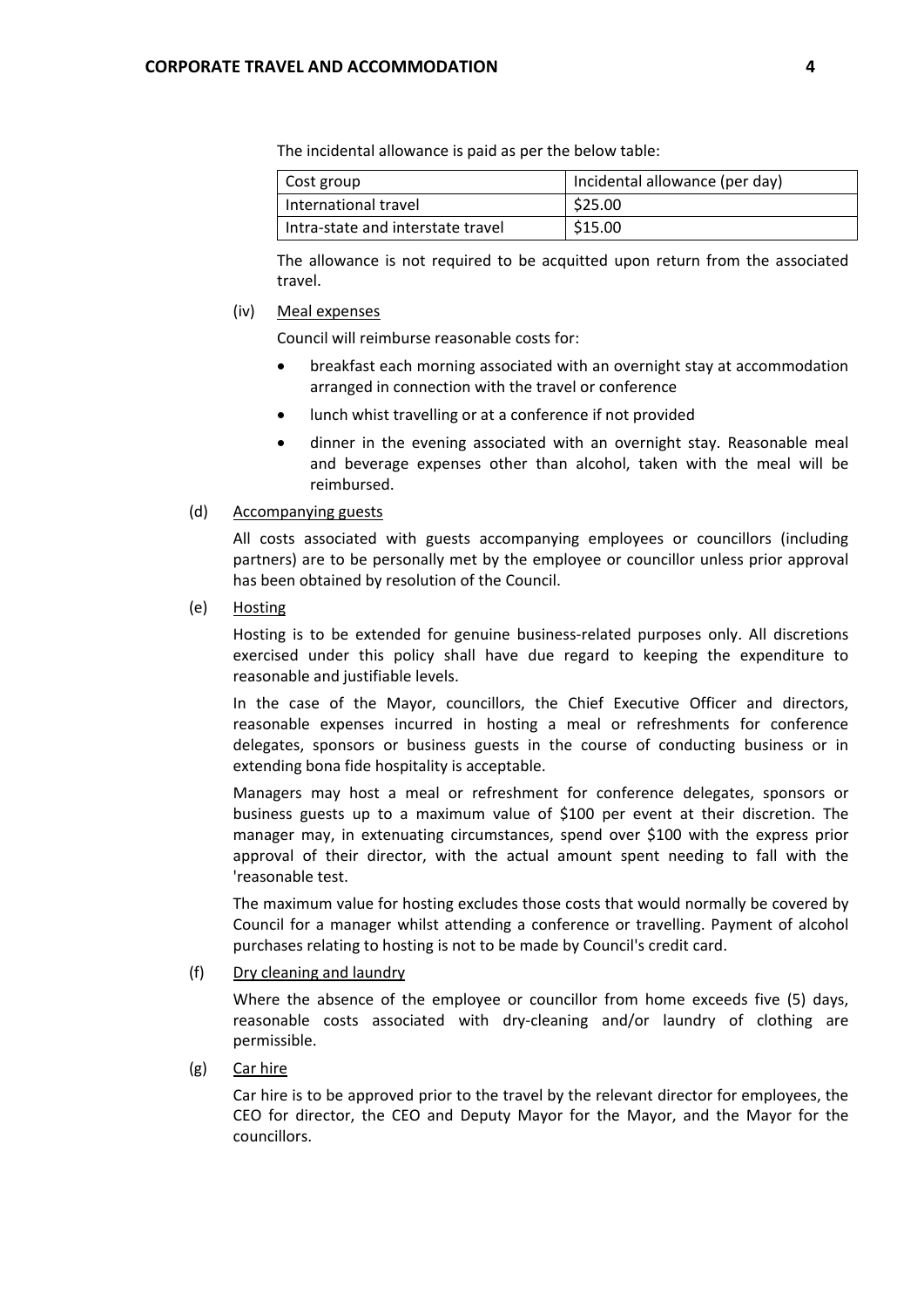The incidental allowance is paid as per the below table:

| Cost group | Incidental allowance (per day) |
|---|---|
| International travel | $25.00 |
| Intra-state and interstate travel | $15.00 |

The allowance is not required to be acquitted upon return from the associated travel.

(iv) Meal expenses

Council will reimburse reasonable costs for:

- breakfast each morning associated with an overnight stay at accommodation arranged in connection with the travel or conference
- lunch whist travelling or at a conference if not provided
- dinner in the evening associated with an overnight stay. Reasonable meal and beverage expenses other than alcohol, taken with the meal will be reimbursed.

(d) Accompanying guests

All costs associated with guests accompanying employees or councillors (including partners) are to be personally met by the employee or councillor unless prior approval has been obtained by resolution of the Council.

(e) Hosting

Hosting is to be extended for genuine business-related purposes only. All discretions exercised under this policy shall have due regard to keeping the expenditure to reasonable and justifiable levels.

In the case of the Mayor, councillors, the Chief Executive Officer and directors, reasonable expenses incurred in hosting a meal or refreshments for conference delegates, sponsors or business guests in the course of conducting business or in extending bona fide hospitality is acceptable.

Managers may host a meal or refreshment for conference delegates, sponsors or business guests up to a maximum value of $100 per event at their discretion. The manager may, in extenuating circumstances, spend over $100 with the express prior approval of their director, with the actual amount spent needing to fall with the 'reasonable test.

The maximum value for hosting excludes those costs that would normally be covered by Council for a manager whilst attending a conference or travelling. Payment of alcohol purchases relating to hosting is not to be made by Council's credit card.

(f) Dry cleaning and laundry

Where the absence of the employee or councillor from home exceeds five (5) days, reasonable costs associated with dry-cleaning and/or laundry of clothing are permissible.

(g) Car hire

Car hire is to be approved prior to the travel by the relevant director for employees, the CEO for director, the CEO and Deputy Mayor for the Mayor, and the Mayor for the councillors.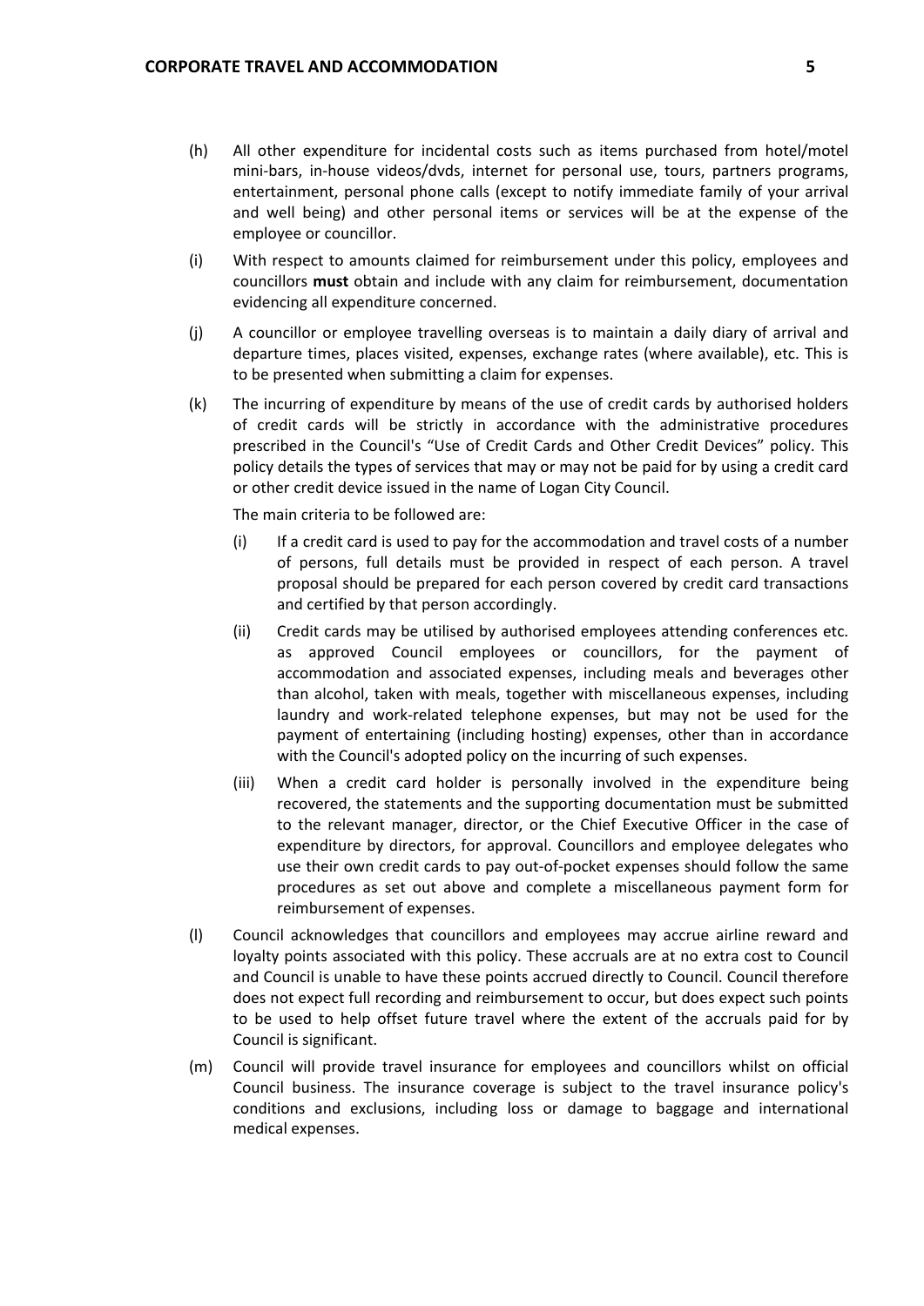(h) All other expenditure for incidental costs such as items purchased from hotel/motel mini-bars, in-house videos/dvds, internet for personal use, tours, partners programs, entertainment, personal phone calls (except to notify immediate family of your arrival and well being) and other personal items or services will be at the expense of the employee or councillor.

(i) With respect to amounts claimed for reimbursement under this policy, employees and councillors **must** obtain and include with any claim for reimbursement, documentation evidencing all expenditure concerned.

(j) A councillor or employee travelling overseas is to maintain a daily diary of arrival and departure times, places visited, expenses, exchange rates (where available), etc. This is to be presented when submitting a claim for expenses.

(k) The incurring of expenditure by means of the use of credit cards by authorised holders of credit cards will be strictly in accordance with the administrative procedures prescribed in the Council's "Use of Credit Cards and Other Credit Devices" policy. This policy details the types of services that may or may not be paid for by using a credit card or other credit device issued in the name of Logan City Council.

    The main criteria to be followed are:

    (i) If a credit card is used to pay for the accommodation and travel costs of a number of persons, full details must be provided in respect of each person. A travel proposal should be prepared for each person covered by credit card transactions and certified by that person accordingly.

    (ii) Credit cards may be utilised by authorised employees attending conferences etc. as approved Council employees or councillors, for the payment of accommodation and associated expenses, including meals and beverages other than alcohol, taken with meals, together with miscellaneous expenses, including laundry and work-related telephone expenses, but may not be used for the payment of entertaining (including hosting) expenses, other than in accordance with the Council's adopted policy on the incurring of such expenses.

    (iii) When a credit card holder is personally involved in the expenditure being recovered, the statements and the supporting documentation must be submitted to the relevant manager, director, or the Chief Executive Officer in the case of expenditure by directors, for approval. Councillors and employee delegates who use their own credit cards to pay out-of-pocket expenses should follow the same procedures as set out above and complete a miscellaneous payment form for reimbursement of expenses.

(l) Council acknowledges that councillors and employees may accrue airline reward and loyalty points associated with this policy. These accruals are at no extra cost to Council and Council is unable to have these points accrued directly to Council. Council therefore does not expect full recording and reimbursement to occur, but does expect such points to be used to help offset future travel where the extent of the accruals paid for by Council is significant.

(m) Council will provide travel insurance for employees and councillors whilst on official Council business. The insurance coverage is subject to the travel insurance policy's conditions and exclusions, including loss or damage to baggage and international medical expenses.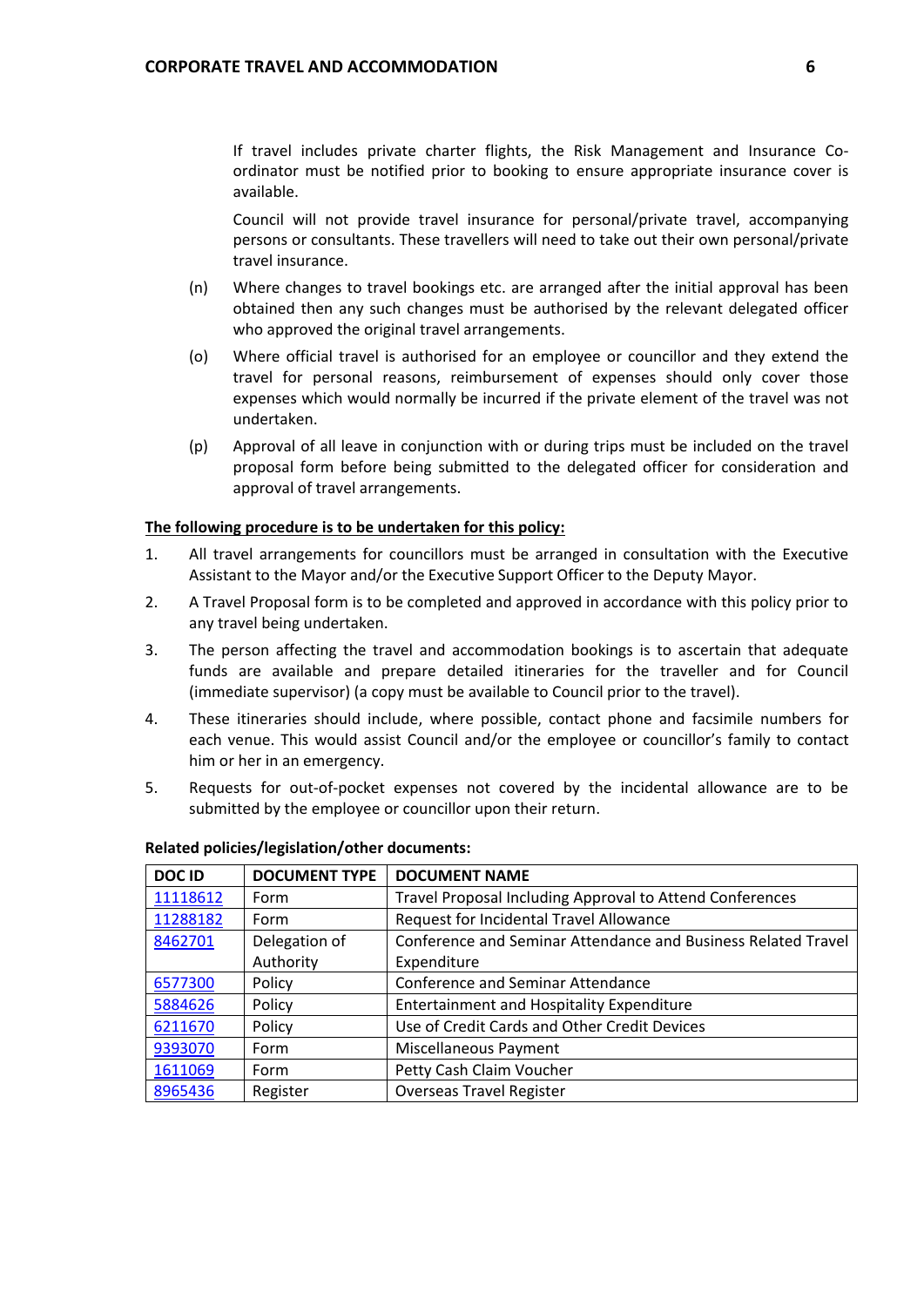If travel includes private charter flights, the Risk Management and Insurance Co-ordinator must be notified prior to booking to ensure appropriate insurance cover is available.

Council will not provide travel insurance for personal/private travel, accompanying persons or consultants. These travellers will need to take out their own personal/private travel insurance.

(n) Where changes to travel bookings etc. are arranged after the initial approval has been obtained then any such changes must be authorised by the relevant delegated officer who approved the original travel arrangements.

(o) Where official travel is authorised for an employee or councillor and they extend the travel for personal reasons, reimbursement of expenses should only cover those expenses which would normally be incurred if the private element of the travel was not undertaken.

(p) Approval of all leave in conjunction with or during trips must be included on the travel proposal form before being submitted to the delegated officer for consideration and approval of travel arrangements.

**The following procedure is to be undertaken for this policy:**

1. All travel arrangements for councillors must be arranged in consultation with the Executive Assistant to the Mayor and/or the Executive Support Officer to the Deputy Mayor.
2. A Travel Proposal form is to be completed and approved in accordance with this policy prior to any travel being undertaken.
3. The person affecting the travel and accommodation bookings is to ascertain that adequate funds are available and prepare detailed itineraries for the traveller and for Council (immediate supervisor) (a copy must be available to Council prior to the travel).
4. These itineraries should include, where possible, contact phone and facsimile numbers for each venue. This would assist Council and/or the employee or councillor's family to contact him or her in an emergency.
5. Requests for out-of-pocket expenses not covered by the incidental allowance are to be submitted by the employee or councillor upon their return.

**Related policies/legislation/other documents:**

| DOC ID | DOCUMENT TYPE | DOCUMENT NAME |
|---|---|---|
| 11118612 | Form | Travel Proposal Including Approval to Attend Conferences |
| 11288182 | Form | Request for Incidental Travel Allowance |
| 8462701 | Delegation of Authority | Conference and Seminar Attendance and Business Related Travel Expenditure |
| 6577300 | Policy | Conference and Seminar Attendance |
| 5884626 | Policy | Entertainment and Hospitality Expenditure |
| 6211670 | Policy | Use of Credit Cards and Other Credit Devices |
| 9393070 | Form | Miscellaneous Payment |
| 1611069 | Form | Petty Cash Claim Voucher |
| 8965436 | Register | Overseas Travel Register |